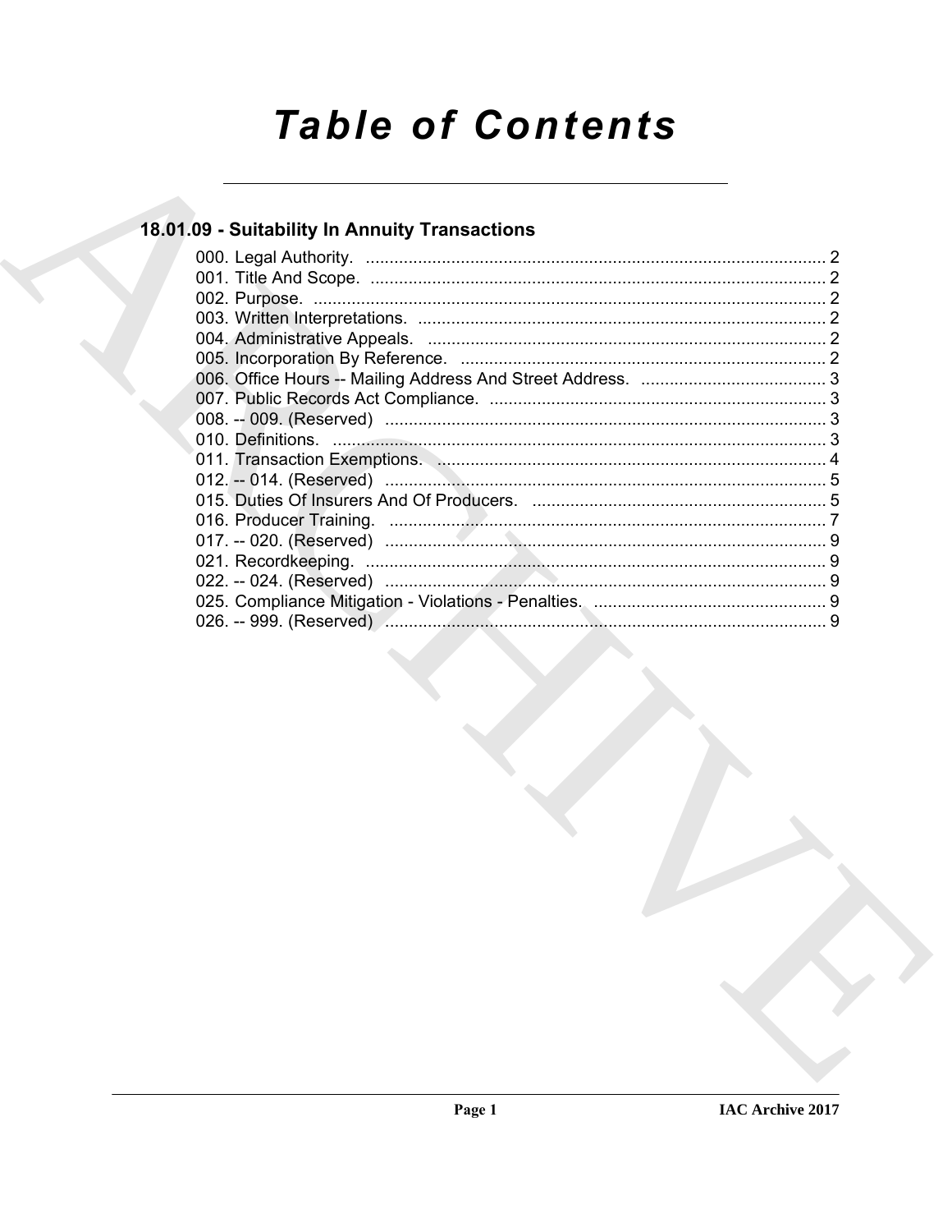# Table of Contents

## 18.01.09 - Suitability In Annuity Transactions

000. Legal Authority. ........................................................................................ 2
001. Title And Scope. ........................................................................................ 2
002. Purpose. ........................................................................................ 2
003. Written Interpretations. ........................................................................................ 2
004. Administrative Appeals. ........................................................................................ 2
005. Incorporation By Reference. ........................................................................................ 2
006. Office Hours -- Mailing Address And Street Address. ........................................ 3
007. Public Records Act Compliance. ........................................................................................ 3
008. -- 009. (Reserved) ........................................................................................ 3
010. Definitions. ........................................................................................ 3
011. Transaction Exemptions. ........................................................................................ 4
012. -- 014. (Reserved) ........................................................................................ 5
015. Duties Of Insurers And Of Producers. ........................................................................................ 5
016. Producer Training. ........................................................................................ 7
017. -- 020. (Reserved) ........................................................................................ 9
021. Recordkeeping. ........................................................................................ 9
022. -- 024. (Reserved) ........................................................................................ 9
025. Compliance Mitigation - Violations - Penalties. ........................................ 9
026. -- 999. (Reserved) ........................................................................................ 9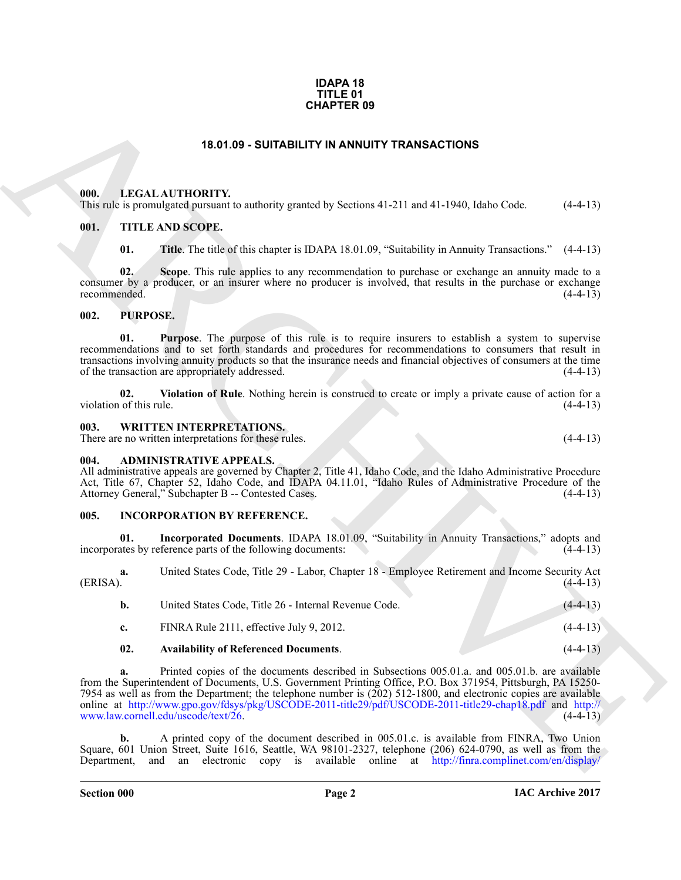# IDAPA 18
# TITLE 01
# CHAPTER 09

## 18.01.09 - SUITABILITY IN ANNUITY TRANSACTIONS

### 000. LEGAL AUTHORITY.

This rule is promulgated pursuant to authority granted by Sections 41-211 and 41-1940, Idaho Code. (4-4-13)

### 001. TITLE AND SCOPE.

**01. Title**. The title of this chapter is IDAPA 18.01.09, "Suitability in Annuity Transactions." (4-4-13)

**02. Scope**. This rule applies to any recommendation to purchase or exchange an annuity made to a consumer by a producer, or an insurer where no producer is involved, that results in the purchase or exchange recommended. (4-4-13)

### 002. PURPOSE.

**01. Purpose**. The purpose of this rule is to require insurers to establish a system to supervise recommendations and to set forth standards and procedures for recommendations to consumers that result in transactions involving annuity products so that the insurance needs and financial objectives of consumers at the time of the transaction are appropriately addressed. (4-4-13)

**02. Violation of Rule**. Nothing herein is construed to create or imply a private cause of action for a violation of this rule. (4-4-13)

### 003. WRITTEN INTERPRETATIONS.

There are no written interpretations for these rules. (4-4-13)

### 004. ADMINISTRATIVE APPEALS.

All administrative appeals are governed by Chapter 2, Title 41, Idaho Code, and the Idaho Administrative Procedure Act, Title 67, Chapter 52, Idaho Code, and IDAPA 04.11.01, "Idaho Rules of Administrative Procedure of the Attorney General," Subchapter B -- Contested Cases. (4-4-13)

### 005. INCORPORATION BY REFERENCE.

**01. Incorporated Documents**. IDAPA 18.01.09, "Suitability in Annuity Transactions," adopts and incorporates by reference parts of the following documents: (4-4-13)

**a.** United States Code, Title 29 - Labor, Chapter 18 - Employee Retirement and Income Security Act (ERISA). (4-4-13)

**b.** United States Code, Title 26 - Internal Revenue Code. (4-4-13)

**c.** FINRA Rule 2111, effective July 9, 2012. (4-4-13)

**02. Availability of Referenced Documents**. (4-4-13)

**a.** Printed copies of the documents described in Subsections 005.01.a. and 005.01.b. are available from the Superintendent of Documents, U.S. Government Printing Office, P.O. Box 371954, Pittsburgh, PA 15250-7954 as well as from the Department; the telephone number is (202) 512-1800, and electronic copies are available online at http://www.gpo.gov/fdsys/pkg/USCODE-2011-title29/pdf/USCODE-2011-title29-chap18.pdf and http://www.law.cornell.edu/uscode/text/26. (4-4-13)

**b.** A printed copy of the document described in 005.01.c. is available from FINRA, Two Union Square, 601 Union Street, Suite 1616, Seattle, WA 98101-2327, telephone (206) 624-0790, as well as from the Department, and an electronic copy is available online at http://finra.complinet.com/en/display/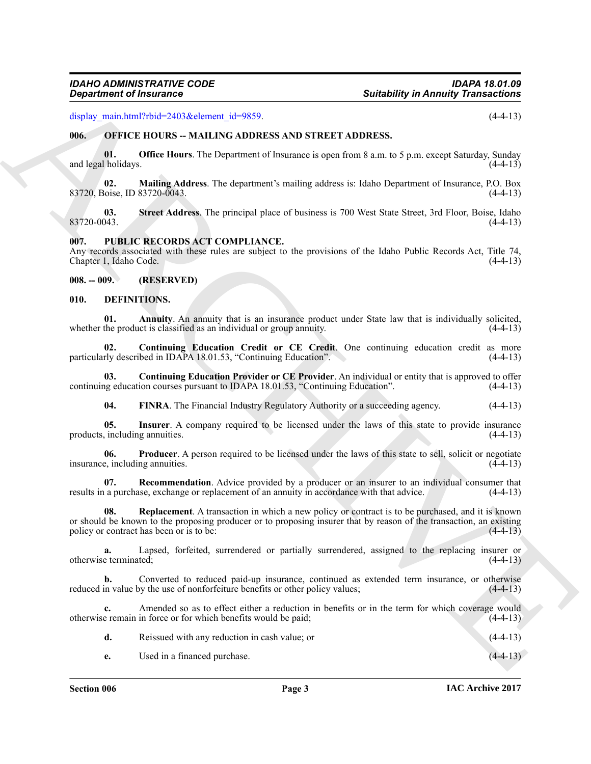display_main.html?rbid=2403&element_id=9859. (4-4-13)

**006. OFFICE HOURS -- MAILING ADDRESS AND STREET ADDRESS.**

**01. Office Hours**. The Department of Insurance is open from 8 a.m. to 5 p.m. except Saturday, Sunday and legal holidays. (4-4-13)

**02. Mailing Address**. The department's mailing address is: Idaho Department of Insurance, P.O. Box 83720, Boise, ID 83720-0043. (4-4-13)

**03. Street Address**. The principal place of business is 700 West State Street, 3rd Floor, Boise, Idaho 83720-0043. (4-4-13)

**007. PUBLIC RECORDS ACT COMPLIANCE.**

Any records associated with these rules are subject to the provisions of the Idaho Public Records Act, Title 74, Chapter 1, Idaho Code. (4-4-13)

**008. -- 009. (RESERVED)**

**010. DEFINITIONS.**

**01. Annuity**. An annuity that is an insurance product under State law that is individually solicited, whether the product is classified as an individual or group annuity. (4-4-13)

**02. Continuing Education Credit or CE Credit**. One continuing education credit as more particularly described in IDAPA 18.01.53, "Continuing Education". (4-4-13)

**03. Continuing Education Provider or CE Provider**. An individual or entity that is approved to offer continuing education courses pursuant to IDAPA 18.01.53, "Continuing Education". (4-4-13)

**04. FINRA**. The Financial Industry Regulatory Authority or a succeeding agency. (4-4-13)

**05. Insurer**. A company required to be licensed under the laws of this state to provide insurance products, including annuities. (4-4-13)

**06. Producer**. A person required to be licensed under the laws of this state to sell, solicit or negotiate insurance, including annuities. (4-4-13)

**07. Recommendation**. Advice provided by a producer or an insurer to an individual consumer that results in a purchase, exchange or replacement of an annuity in accordance with that advice. (4-4-13)

**08. Replacement**. A transaction in which a new policy or contract is to be purchased, and it is known or should be known to the proposing producer or to proposing insurer that by reason of the transaction, an existing policy or contract has been or is to be: (4-4-13)

**a.** Lapsed, forfeited, surrendered or partially surrendered, assigned to the replacing insurer or otherwise terminated; (4-4-13)

**b.** Converted to reduced paid-up insurance, continued as extended term insurance, or otherwise reduced in value by the use of nonforfeiture benefits or other policy values; (4-4-13)

**c.** Amended so as to effect either a reduction in benefits or in the term for which coverage would otherwise remain in force or for which benefits would be paid; (4-4-13)

**d.** Reissued with any reduction in cash value; or (4-4-13)

**e.** Used in a financed purchase. (4-4-13)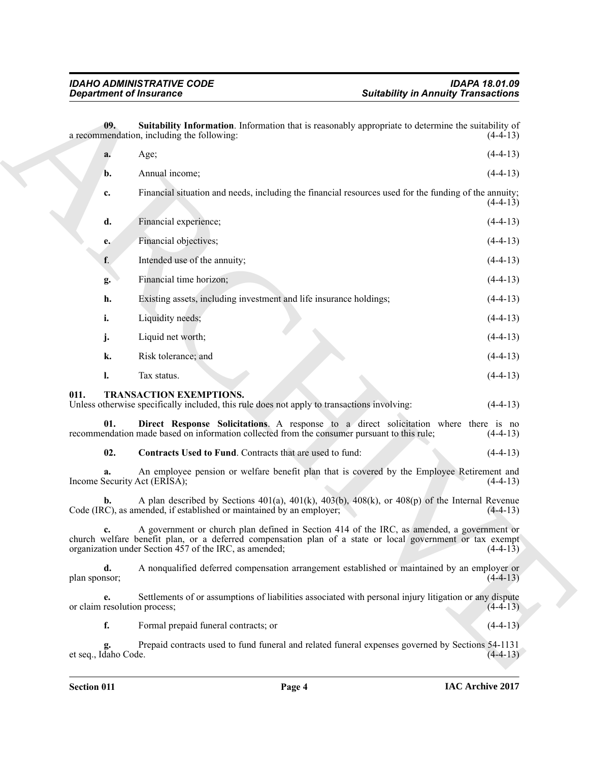**09. Suitability Information**. Information that is reasonably appropriate to determine the suitability of a recommendation, including the following: (4-4-13)

**a.** Age; (4-4-13)

**b.** Annual income; (4-4-13)

**c.** Financial situation and needs, including the financial resources used for the funding of the annuity; (4-4-13)

**d.** Financial experience; (4-4-13)

**e.** Financial objectives; (4-4-13)

**f**. Intended use of the annuity; (4-4-13)

**g.** Financial time horizon; (4-4-13)

**h.** Existing assets, including investment and life insurance holdings; (4-4-13)

**i.** Liquidity needs; (4-4-13)

**j.** Liquid net worth; (4-4-13)

**k.** Risk tolerance; and (4-4-13)

**l.** Tax status. (4-4-13)

## 011. TRANSACTION EXEMPTIONS.

Unless otherwise specifically included, this rule does not apply to transactions involving: (4-4-13)

**01. Direct Response Solicitations**. A response to a direct solicitation where there is no recommendation made based on information collected from the consumer pursuant to this rule; (4-4-13)

**02. Contracts Used to Fund**. Contracts that are used to fund: (4-4-13)

**a.** An employee pension or welfare benefit plan that is covered by the Employee Retirement and Income Security Act (ERISA); (4-4-13)

**b.** A plan described by Sections 401(a), 401(k), 403(b), 408(k), or 408(p) of the Internal Revenue Code (IRC), as amended, if established or maintained by an employer; (4-4-13)

**c.** A government or church plan defined in Section 414 of the IRC, as amended, a government or church welfare benefit plan, or a deferred compensation plan of a state or local government or tax exempt organization under Section 457 of the IRC, as amended; (4-4-13)

**d.** A nonqualified deferred compensation arrangement established or maintained by an employer or plan sponsor; (4-4-13)

**e.** Settlements of or assumptions of liabilities associated with personal injury litigation or any dispute or claim resolution process; (4-4-13)

**f.** Formal prepaid funeral contracts; or (4-4-13)

**g.** Prepaid contracts used to fund funeral and related funeral expenses governed by Sections 54-1131 et seq., Idaho Code. (4-4-13)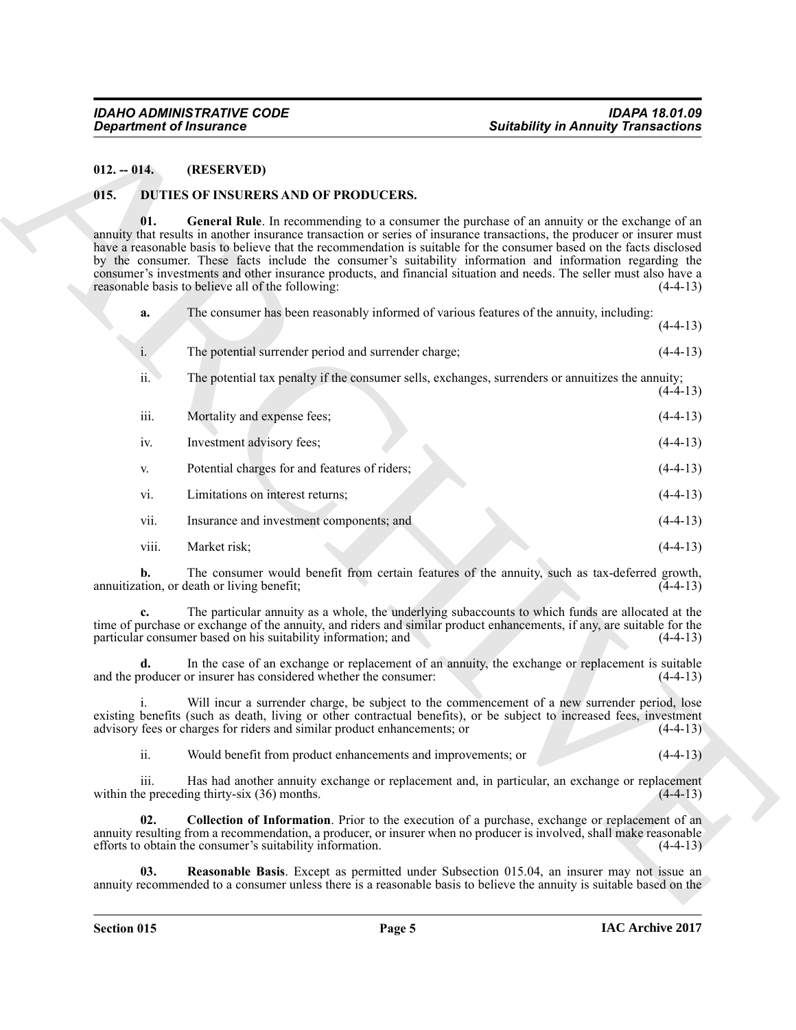**012. -- 014. (RESERVED)**

**015. DUTIES OF INSURERS AND OF PRODUCERS.**

**01. General Rule**. In recommending to a consumer the purchase of an annuity or the exchange of an annuity that results in another insurance transaction or series of insurance transactions, the producer or insurer must have a reasonable basis to believe that the recommendation is suitable for the consumer based on the facts disclosed by the consumer. These facts include the consumer's suitability information and information regarding the consumer's investments and other insurance products, and financial situation and needs. The seller must also have a reasonable basis to believe all of the following: (4-4-13)

**a.** The consumer has been reasonably informed of various features of the annuity, including: (4-4-13)

i. The potential surrender period and surrender charge; (4-4-13)

ii. The potential tax penalty if the consumer sells, exchanges, surrenders or annuitizes the annuity; (4-4-13)

iii. Mortality and expense fees; (4-4-13)

iv. Investment advisory fees; (4-4-13)

v. Potential charges for and features of riders; (4-4-13)

vi. Limitations on interest returns; (4-4-13)

vii. Insurance and investment components; and (4-4-13)

viii. Market risk; (4-4-13)

**b.** The consumer would benefit from certain features of the annuity, such as tax-deferred growth, annuitization, or death or living benefit; (4-4-13)

**c.** The particular annuity as a whole, the underlying subaccounts to which funds are allocated at the time of purchase or exchange of the annuity, and riders and similar product enhancements, if any, are suitable for the particular consumer based on his suitability information; and (4-4-13)

**d.** In the case of an exchange or replacement of an annuity, the exchange or replacement is suitable and the producer or insurer has considered whether the consumer: (4-4-13)

i. Will incur a surrender charge, be subject to the commencement of a new surrender period, lose existing benefits (such as death, living or other contractual benefits), or be subject to increased fees, investment advisory fees or charges for riders and similar product enhancements; or (4-4-13)

ii. Would benefit from product enhancements and improvements; or (4-4-13)

iii. Has had another annuity exchange or replacement and, in particular, an exchange or replacement within the preceding thirty-six (36) months. (4-4-13)

**02. Collection of Information**. Prior to the execution of a purchase, exchange or replacement of an annuity resulting from a recommendation, a producer, or insurer when no producer is involved, shall make reasonable efforts to obtain the consumer's suitability information. (4-4-13)

**03. Reasonable Basis**. Except as permitted under Subsection 015.04, an insurer may not issue an annuity recommended to a consumer unless there is a reasonable basis to believe the annuity is suitable based on the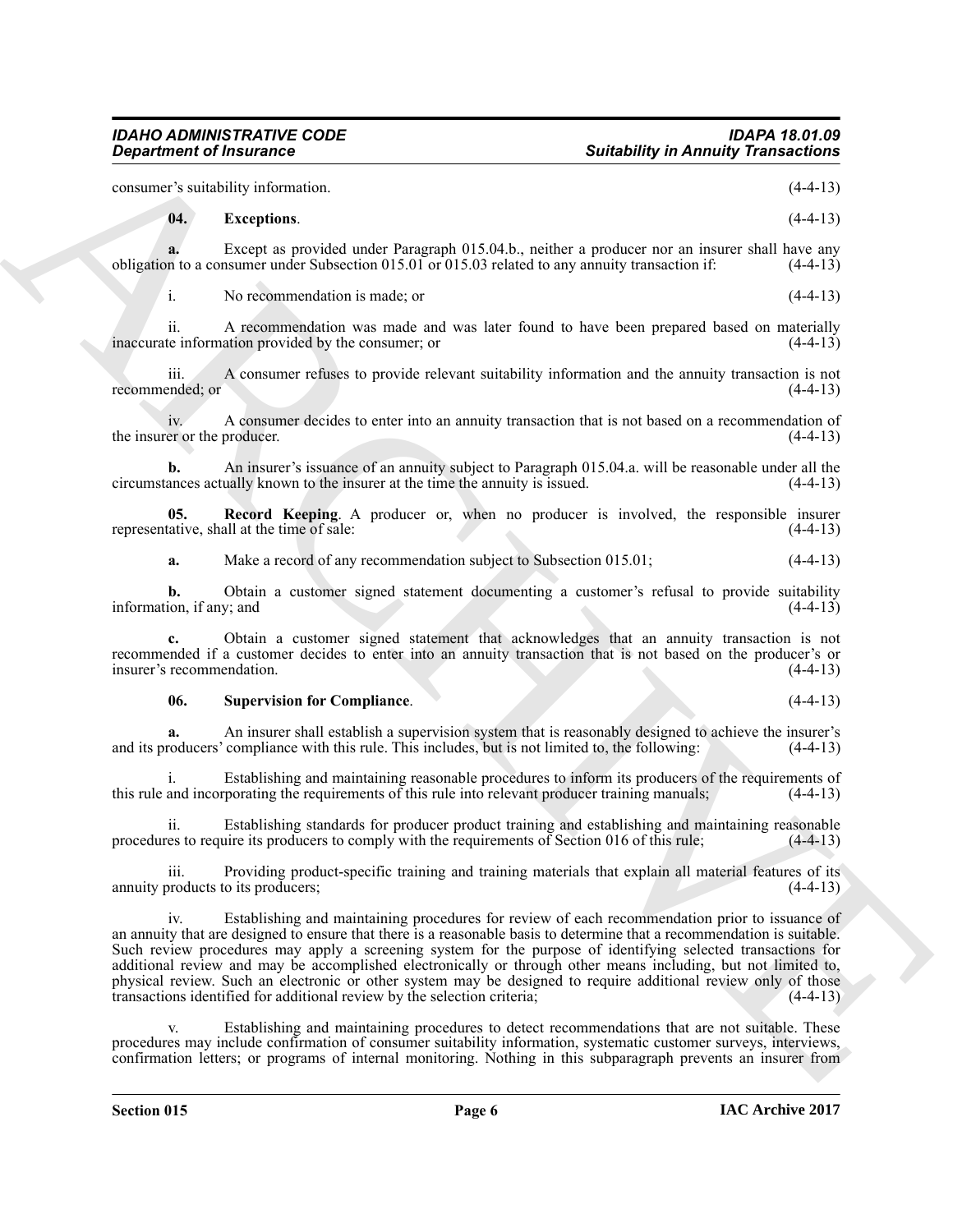consumer's suitability information. (4-4-13)

**04. Exceptions**. (4-4-13)

**a.** Except as provided under Paragraph 015.04.b., neither a producer nor an insurer shall have any obligation to a consumer under Subsection 015.01 or 015.03 related to any annuity transaction if: (4-4-13)

i. No recommendation is made; or (4-4-13)

ii. A recommendation was made and was later found to have been prepared based on materially inaccurate information provided by the consumer; or (4-4-13)

iii. A consumer refuses to provide relevant suitability information and the annuity transaction is not recommended; or (4-4-13)

iv. A consumer decides to enter into an annuity transaction that is not based on a recommendation of the insurer or the producer. (4-4-13)

**b.** An insurer's issuance of an annuity subject to Paragraph 015.04.a. will be reasonable under all the circumstances actually known to the insurer at the time the annuity is issued. (4-4-13)

**05. Record Keeping**. A producer or, when no producer is involved, the responsible insurer representative, shall at the time of sale: (4-4-13)

**a.** Make a record of any recommendation subject to Subsection 015.01; (4-4-13)

**b.** Obtain a customer signed statement documenting a customer's refusal to provide suitability information, if any; and (4-4-13)

**c.** Obtain a customer signed statement that acknowledges that an annuity transaction is not recommended if a customer decides to enter into an annuity transaction that is not based on the producer's or insurer's recommendation. (4-4-13)

**06. Supervision for Compliance**. (4-4-13)

**a.** An insurer shall establish a supervision system that is reasonably designed to achieve the insurer's and its producers' compliance with this rule. This includes, but is not limited to, the following: (4-4-13)

i. Establishing and maintaining reasonable procedures to inform its producers of the requirements of this rule and incorporating the requirements of this rule into relevant producer training manuals; (4-4-13)

ii. Establishing standards for producer product training and establishing and maintaining reasonable procedures to require its producers to comply with the requirements of Section 016 of this rule; (4-4-13)

iii. Providing product-specific training and training materials that explain all material features of its annuity products to its producers; (4-4-13)

iv. Establishing and maintaining procedures for review of each recommendation prior to issuance of an annuity that are designed to ensure that there is a reasonable basis to determine that a recommendation is suitable. Such review procedures may apply a screening system for the purpose of identifying selected transactions for additional review and may be accomplished electronically or through other means including, but not limited to, physical review. Such an electronic or other system may be designed to require additional review only of those transactions identified for additional review by the selection criteria; (4-4-13)

v. Establishing and maintaining procedures to detect recommendations that are not suitable. These procedures may include confirmation of consumer suitability information, systematic customer surveys, interviews, confirmation letters; or programs of internal monitoring. Nothing in this subparagraph prevents an insurer from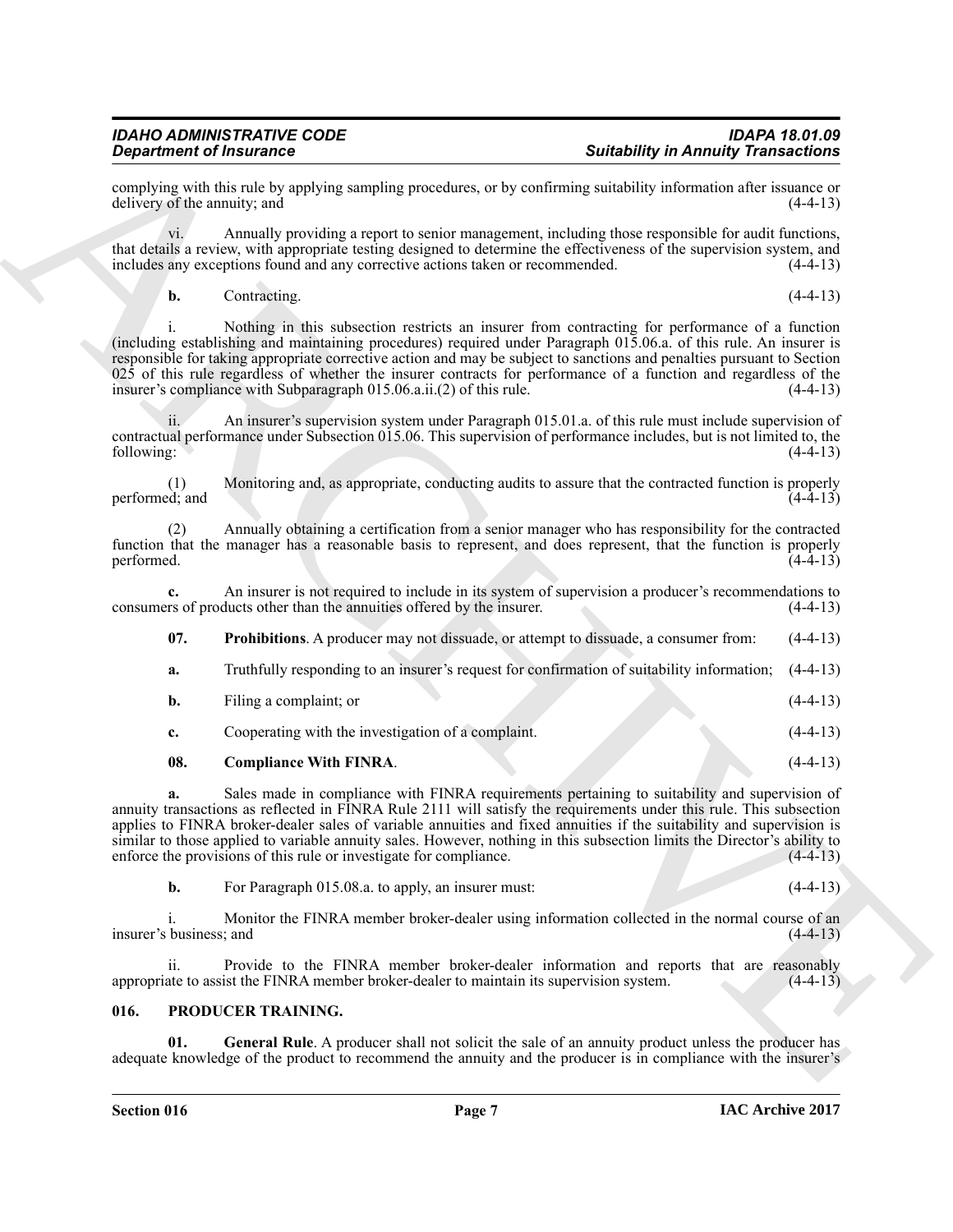complying with this rule by applying sampling procedures, or by confirming suitability information after issuance or delivery of the annuity; and (4-4-13)

vi. Annually providing a report to senior management, including those responsible for audit functions, that details a review, with appropriate testing designed to determine the effectiveness of the supervision system, and includes any exceptions found and any corrective actions taken or recommended. (4-4-13)

**b.** Contracting. (4-4-13)

i. Nothing in this subsection restricts an insurer from contracting for performance of a function (including establishing and maintaining procedures) required under Paragraph 015.06.a. of this rule. An insurer is responsible for taking appropriate corrective action and may be subject to sanctions and penalties pursuant to Section 025 of this rule regardless of whether the insurer contracts for performance of a function and regardless of the insurer's compliance with Subparagraph 015.06.a.ii.(2) of this rule. (4-4-13)

ii. An insurer's supervision system under Paragraph 015.01.a. of this rule must include supervision of contractual performance under Subsection 015.06. This supervision of performance includes, but is not limited to, the following: (4-4-13)

(1) Monitoring and, as appropriate, conducting audits to assure that the contracted function is properly performed; and (4-4-13)

(2) Annually obtaining a certification from a senior manager who has responsibility for the contracted function that the manager has a reasonable basis to represent, and does represent, that the function is properly performed. (4-4-13)

**c.** An insurer is not required to include in its system of supervision a producer's recommendations to consumers of products other than the annuities offered by the insurer. (4-4-13)

**07. Prohibitions**. A producer may not dissuade, or attempt to dissuade, a consumer from: (4-4-13)

**a.** Truthfully responding to an insurer's request for confirmation of suitability information; (4-4-13)

**b.** Filing a complaint; or (4-4-13)

**c.** Cooperating with the investigation of a complaint. (4-4-13)

**08. Compliance With FINRA**. (4-4-13)

**a.** Sales made in compliance with FINRA requirements pertaining to suitability and supervision of annuity transactions as reflected in FINRA Rule 2111 will satisfy the requirements under this rule. This subsection applies to FINRA broker-dealer sales of variable annuities and fixed annuities if the suitability and supervision is similar to those applied to variable annuity sales. However, nothing in this subsection limits the Director's ability to enforce the provisions of this rule or investigate for compliance. (4-4-13)

**b.** For Paragraph 015.08.a. to apply, an insurer must: (4-4-13)

i. Monitor the FINRA member broker-dealer using information collected in the normal course of an insurer's business; and (4-4-13)

ii. Provide to the FINRA member broker-dealer information and reports that are reasonably appropriate to assist the FINRA member broker-dealer to maintain its supervision system. (4-4-13)

## 016. PRODUCER TRAINING.

**01. General Rule**. A producer shall not solicit the sale of an annuity product unless the producer has adequate knowledge of the product to recommend the annuity and the producer is in compliance with the insurer's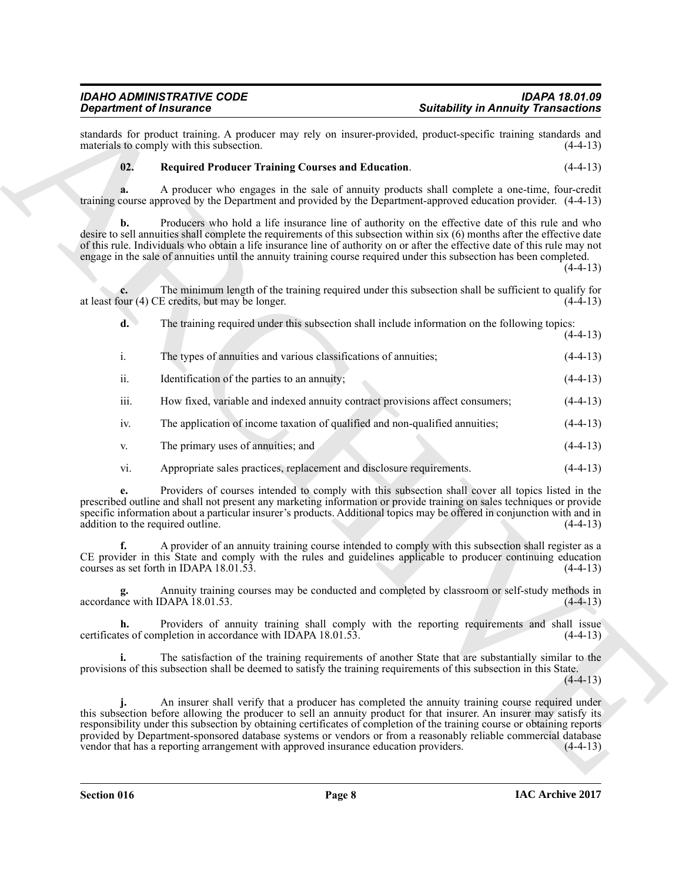standards for product training. A producer may rely on insurer-provided, product-specific training standards and materials to comply with this subsection. (4-4-13)

**02. Required Producer Training Courses and Education**. (4-4-13)

**a.** A producer who engages in the sale of annuity products shall complete a one-time, four-credit training course approved by the Department and provided by the Department-approved education provider. (4-4-13)

**b.** Producers who hold a life insurance line of authority on the effective date of this rule and who desire to sell annuities shall complete the requirements of this subsection within six (6) months after the effective date of this rule. Individuals who obtain a life insurance line of authority on or after the effective date of this rule may not engage in the sale of annuities until the annuity training course required under this subsection has been completed. (4-4-13)

**c.** The minimum length of the training required under this subsection shall be sufficient to qualify for at least four (4) CE credits, but may be longer. (4-4-13)

**d.** The training required under this subsection shall include information on the following topics: (4-4-13)

i. The types of annuities and various classifications of annuities; (4-4-13)

ii. Identification of the parties to an annuity; (4-4-13)

iii. How fixed, variable and indexed annuity contract provisions affect consumers; (4-4-13)

iv. The application of income taxation of qualified and non-qualified annuities; (4-4-13)

v. The primary uses of annuities; and (4-4-13)

vi. Appropriate sales practices, replacement and disclosure requirements. (4-4-13)

**e.** Providers of courses intended to comply with this subsection shall cover all topics listed in the prescribed outline and shall not present any marketing information or provide training on sales techniques or provide specific information about a particular insurer's products. Additional topics may be offered in conjunction with and in addition to the required outline. (4-4-13)

**f.** A provider of an annuity training course intended to comply with this subsection shall register as a CE provider in this State and comply with the rules and guidelines applicable to producer continuing education courses as set forth in IDAPA 18.01.53. (4-4-13)

**g.** Annuity training courses may be conducted and completed by classroom or self-study methods in accordance with IDAPA 18.01.53. (4-4-13)

**h.** Providers of annuity training shall comply with the reporting requirements and shall issue certificates of completion in accordance with IDAPA 18.01.53. (4-4-13)

**i.** The satisfaction of the training requirements of another State that are substantially similar to the provisions of this subsection shall be deemed to satisfy the training requirements of this subsection in this State. (4-4-13)

**j.** An insurer shall verify that a producer has completed the annuity training course required under this subsection before allowing the producer to sell an annuity product for that insurer. An insurer may satisfy its responsibility under this subsection by obtaining certificates of completion of the training course or obtaining reports provided by Department-sponsored database systems or vendors or from a reasonably reliable commercial database vendor that has a reporting arrangement with approved insurance education providers. (4-4-13)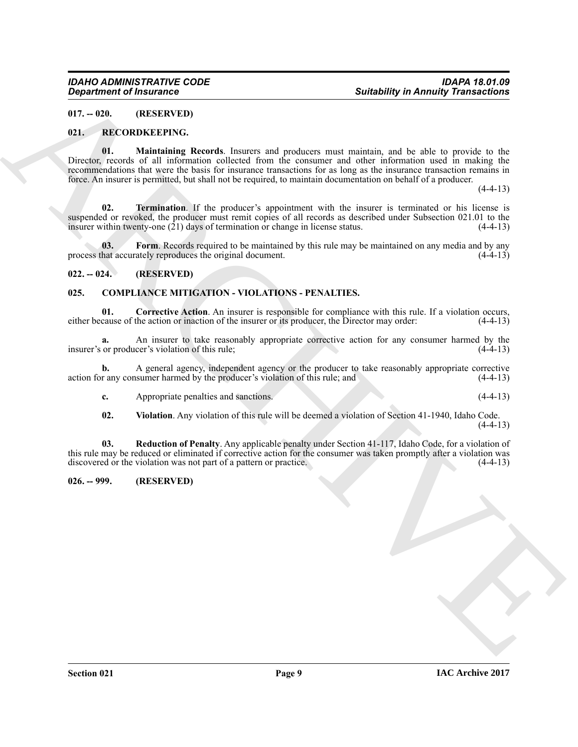**017. -- 020. (RESERVED)**

**021. RECORDKEEPING.**

**01. Maintaining Records**. Insurers and producers must maintain, and be able to provide to the Director, records of all information collected from the consumer and other information used in making the recommendations that were the basis for insurance transactions for as long as the insurance transaction remains in force. An insurer is permitted, but shall not be required, to maintain documentation on behalf of a producer. (4-4-13)

**02. Termination**. If the producer's appointment with the insurer is terminated or his license is suspended or revoked, the producer must remit copies of all records as described under Subsection 021.01 to the insurer within twenty-one (21) days of termination or change in license status. (4-4-13)

**03. Form**. Records required to be maintained by this rule may be maintained on any media and by any process that accurately reproduces the original document. (4-4-13)

**022. -- 024. (RESERVED)**

**025. COMPLIANCE MITIGATION - VIOLATIONS - PENALTIES.**

**01. Corrective Action**. An insurer is responsible for compliance with this rule. If a violation occurs, either because of the action or inaction of the insurer or its producer, the Director may order: (4-4-13)

**a.** An insurer to take reasonably appropriate corrective action for any consumer harmed by the insurer's or producer's violation of this rule; (4-4-13)

**b.** A general agency, independent agency or the producer to take reasonably appropriate corrective action for any consumer harmed by the producer's violation of this rule; and (4-4-13)

**c.** Appropriate penalties and sanctions. (4-4-13)

**02. Violation**. Any violation of this rule will be deemed a violation of Section 41-1940, Idaho Code. (4-4-13)

**03. Reduction of Penalty**. Any applicable penalty under Section 41-117, Idaho Code, for a violation of this rule may be reduced or eliminated if corrective action for the consumer was taken promptly after a violation was discovered or the violation was not part of a pattern or practice. (4-4-13)

**026. -- 999. (RESERVED)**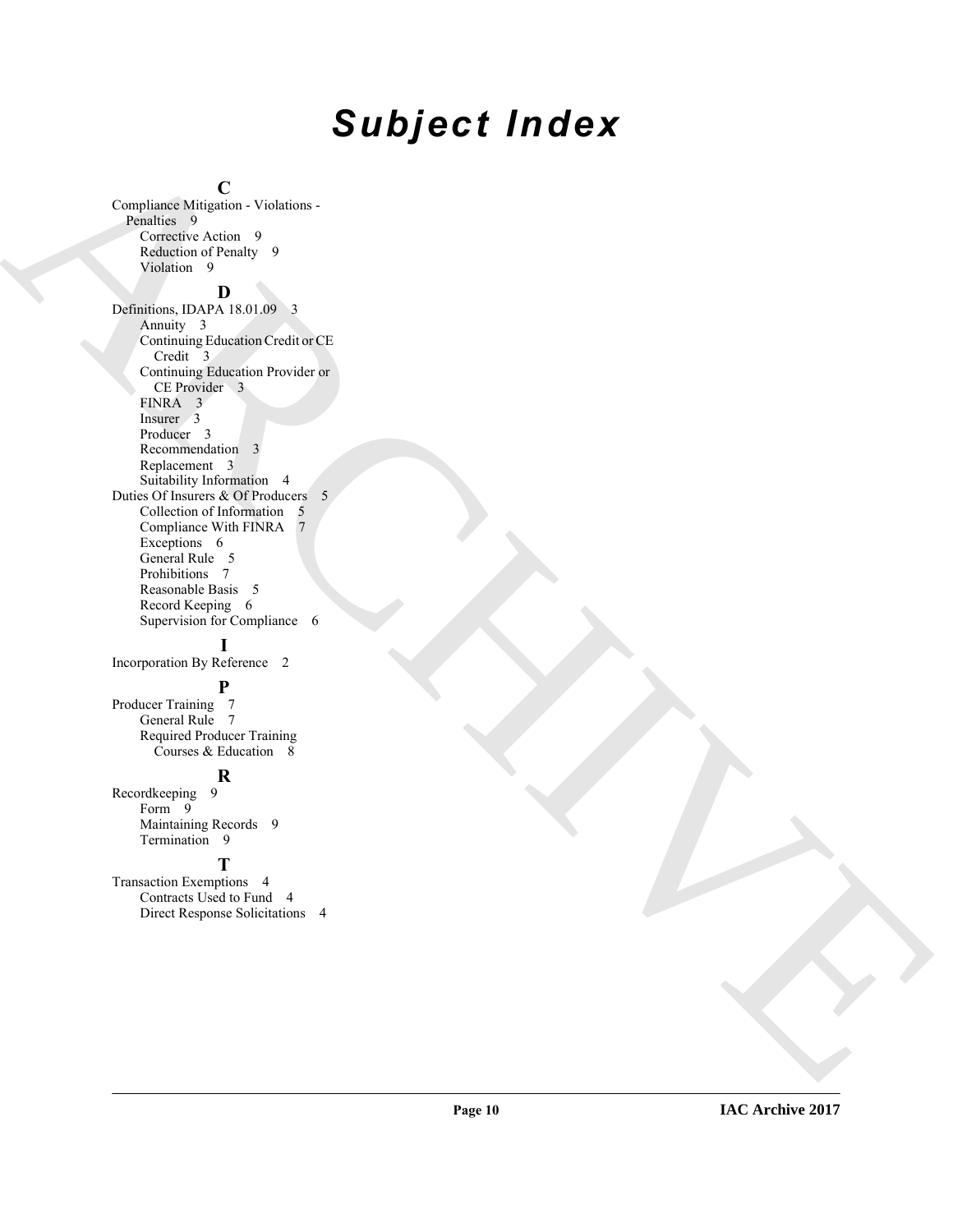# Subject Index

**C**

Compliance Mitigation - Violations - Penalties 9
- Corrective Action 9
- Reduction of Penalty 9
- Violation 9

**D**

Definitions, IDAPA 18.01.09 3
- Annuity 3
- Continuing Education Credit or CE Credit 3
- Continuing Education Provider or CE Provider 3
- FINRA 3
- Insurer 3
- Producer 3
- Recommendation 3
- Replacement 3
- Suitability Information 4

Duties Of Insurers & Of Producers 5
- Collection of Information 5
- Compliance With FINRA 7
- Exceptions 6
- General Rule 5
- Prohibitions 7
- Reasonable Basis 5
- Record Keeping 6
- Supervision for Compliance 6

**I**

Incorporation By Reference 2

**P**

Producer Training 7
- General Rule 7
- Required Producer Training Courses & Education 8

**R**

Recordkeeping 9
- Form 9
- Maintaining Records 9
- Termination 9

**T**

Transaction Exemptions 4
- Contracts Used to Fund 4
- Direct Response Solicitations 4